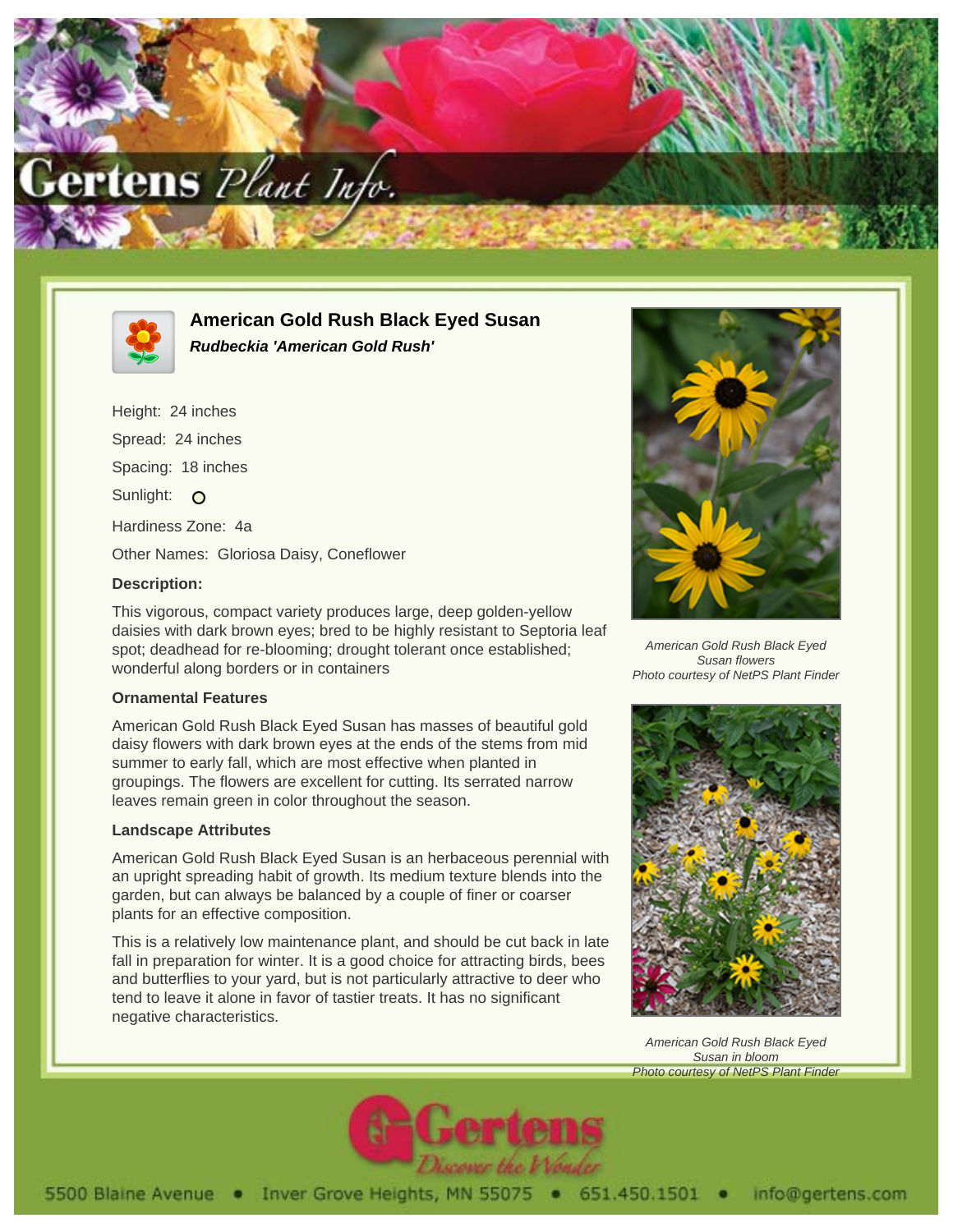# American Gold Rush Black Eyed Susan

***Rudbeckia 'American Gold Rush'***

Height: 24 inches

Spread: 24 inches

Spacing: 18 inches

Sunlight: O

Hardiness Zone: 4a

Other Names: Gloriosa Daisy, Coneflower

**Description:**

This vigorous, compact variety produces large, deep golden-yellow daisies with dark brown eyes; bred to be highly resistant to Septoria leaf spot; deadhead for re-blooming; drought tolerant once established; wonderful along borders or in containers

**Ornamental Features**

American Gold Rush Black Eyed Susan has masses of beautiful gold daisy flowers with dark brown eyes at the ends of the stems from mid summer to early fall, which are most effective when planted in groupings. The flowers are excellent for cutting. Its serrated narrow leaves remain green in color throughout the season.

**Landscape Attributes**

American Gold Rush Black Eyed Susan is an herbaceous perennial with an upright spreading habit of growth. Its medium texture blends into the garden, but can always be balanced by a couple of finer or coarser plants for an effective composition.

This is a relatively low maintenance plant, and should be cut back in late fall in preparation for winter. It is a good choice for attracting birds, bees and butterflies to your yard, but is not particularly attractive to deer who tend to leave it alone in favor of tastier treats. It has no significant negative characteristics.

*American Gold Rush Black Eyed Susan flowers*
*Photo courtesy of NetPS Plant Finder*

*American Gold Rush Black Eyed Susan in bloom*
*Photo courtesy of NetPS Plant Finder*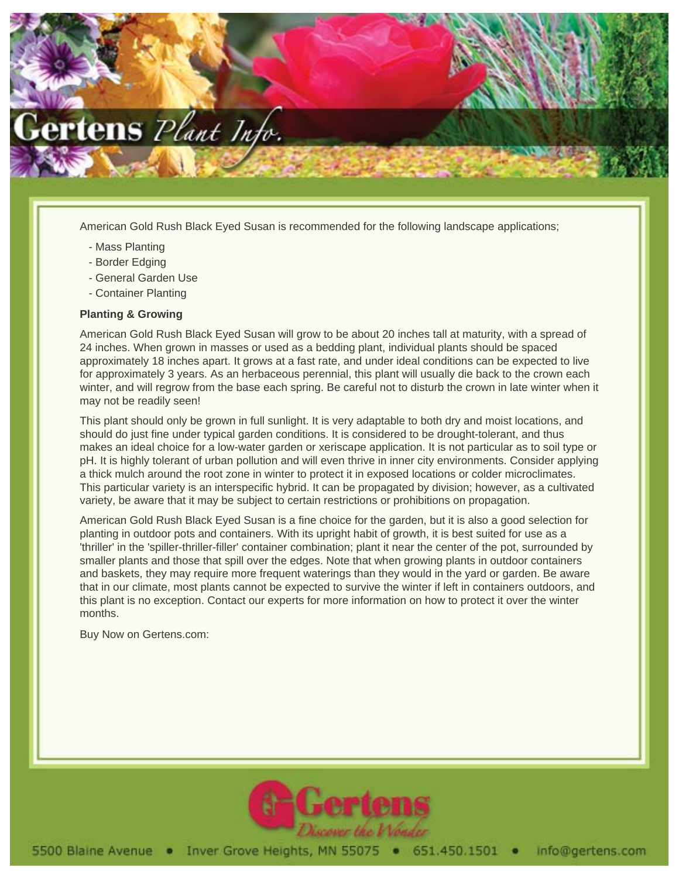American Gold Rush Black Eyed Susan is recommended for the following landscape applications;

- Mass Planting
- Border Edging
- General Garden Use
- Container Planting

**Planting & Growing**

American Gold Rush Black Eyed Susan will grow to be about 20 inches tall at maturity, with a spread of 24 inches. When grown in masses or used as a bedding plant, individual plants should be spaced approximately 18 inches apart. It grows at a fast rate, and under ideal conditions can be expected to live for approximately 3 years. As an herbaceous perennial, this plant will usually die back to the crown each winter, and will regrow from the base each spring. Be careful not to disturb the crown in late winter when it may not be readily seen!

This plant should only be grown in full sunlight. It is very adaptable to both dry and moist locations, and should do just fine under typical garden conditions. It is considered to be drought-tolerant, and thus makes an ideal choice for a low-water garden or xeriscape application. It is not particular as to soil type or pH. It is highly tolerant of urban pollution and will even thrive in inner city environments. Consider applying a thick mulch around the root zone in winter to protect it in exposed locations or colder microclimates. This particular variety is an interspecific hybrid. It can be propagated by division; however, as a cultivated variety, be aware that it may be subject to certain restrictions or prohibitions on propagation.

American Gold Rush Black Eyed Susan is a fine choice for the garden, but it is also a good selection for planting in outdoor pots and containers. With its upright habit of growth, it is best suited for use as a 'thriller' in the 'spiller-thriller-filler' container combination; plant it near the center of the pot, surrounded by smaller plants and those that spill over the edges. Note that when growing plants in outdoor containers and baskets, they may require more frequent waterings than they would in the yard or garden. Be aware that in our climate, most plants cannot be expected to survive the winter if left in containers outdoors, and this plant is no exception. Contact our experts for more information on how to protect it over the winter months.

Buy Now on Gertens.com:

Gertens
Discover the Wonder

5500 Blaine Avenue • Inver Grove Heights, MN 55075 • 651.450.1501 • info@gertens.com